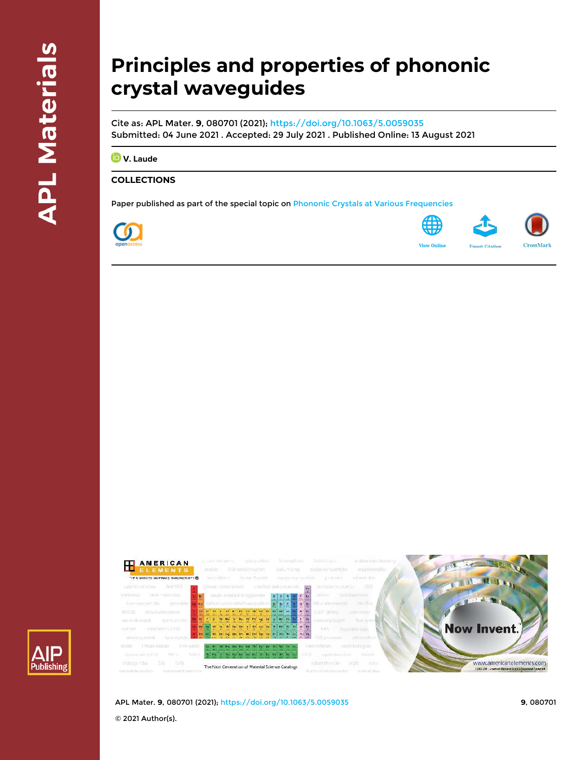# Principles and properties of phononic crystal waveguides

Cite as: APL Mater. **9**, 080701 (2021); https://doi.org/10.1063/5.0059035

Submitted: 04 June 2021 . Accepted: 29 July 2021 . Published Online: 13 August 2021

V. Laude

## COLLECTIONS

Paper published as part of the special topic on Phononic Crystals at Various Frequencies

© 2021 Author(s).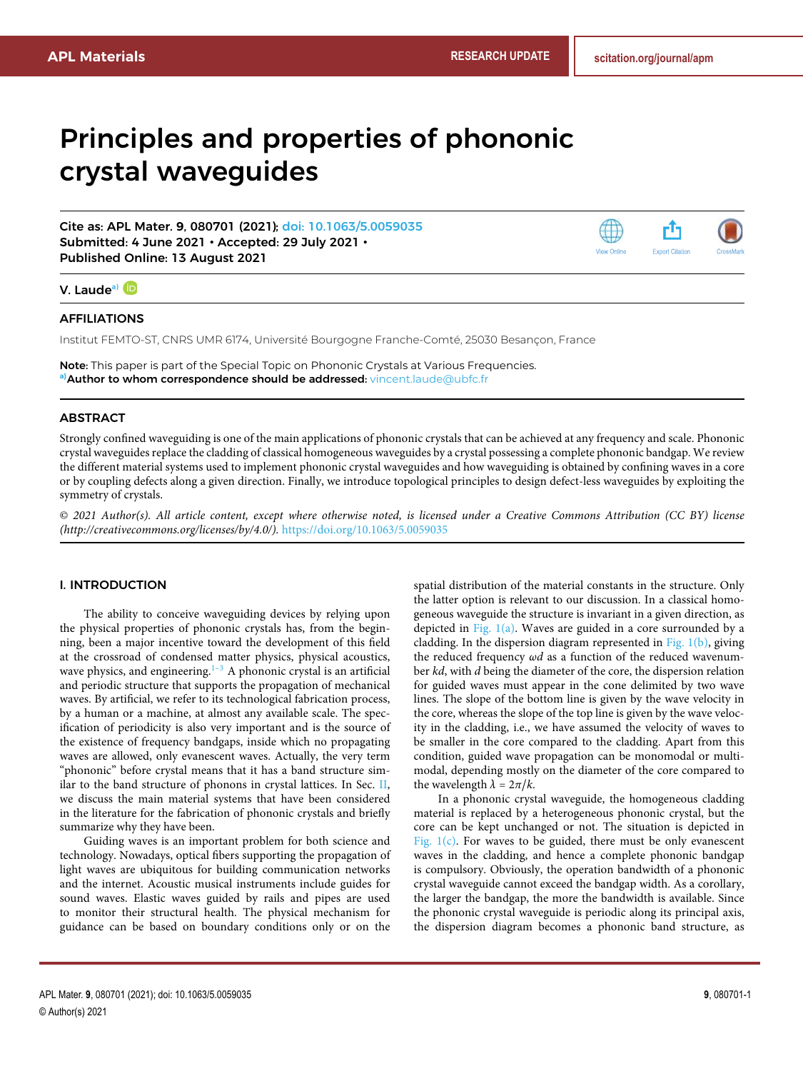# Principles and properties of phononic crystal waveguides

Cite as: APL Mater. 9, 080701 (2021); doi: 10.1063/5.0059035
Submitted: 4 June 2021 • Accepted: 29 July 2021 •
Published Online: 13 August 2021

V. Laude[a)]

## AFFILIATIONS

Institut FEMTO-ST, CNRS UMR 6174, Université Bourgogne Franche-Comté, 25030 Besançon, France

**Note:** This paper is part of the Special Topic on Phononic Crystals at Various Frequencies.
[a)]**Author to whom correspondence should be addressed:** vincent.laude@ubfc.fr

## ABSTRACT

Strongly confined waveguiding is one of the main applications of phononic crystals that can be achieved at any frequency and scale. Phononic crystal waveguides replace the cladding of classical homogeneous waveguides by a crystal possessing a complete phononic bandgap. We review the different material systems used to implement phononic crystal waveguides and how waveguiding is obtained by confining waves in a core or by coupling defects along a given direction. Finally, we introduce topological principles to design defect-less waveguides by exploiting the symmetry of crystals.

*© 2021 Author(s). All article content, except where otherwise noted, is licensed under a Creative Commons Attribution (CC BY) license (http://creativecommons.org/licenses/by/4.0/).* https://doi.org/10.1063/5.0059035

## I. INTRODUCTION

The ability to conceive waveguiding devices by relying upon the physical properties of phononic crystals has, from the beginning, been a major incentive toward the development of this field at the crossroad of condensed matter physics, physical acoustics, wave physics, and engineering.[1–3] A phononic crystal is an artificial and periodic structure that supports the propagation of mechanical waves. By artificial, we refer to its technological fabrication process, by a human or a machine, at almost any available scale. The specification of periodicity is also very important and is the source of the existence of frequency bandgaps, inside which no propagating waves are allowed, only evanescent waves. Actually, the very term "phononic" before crystal means that it has a band structure similar to the band structure of phonons in crystal lattices. In Sec. II, we discuss the main material systems that have been considered in the literature for the fabrication of phononic crystals and briefly summarize why they have been.

Guiding waves is an important problem for both science and technology. Nowadays, optical fibers supporting the propagation of light waves are ubiquitous for building communication networks and the internet. Acoustic musical instruments include guides for sound waves. Elastic waves guided by rails and pipes are used to monitor their structural health. The physical mechanism for guidance can be based on boundary conditions only or on the spatial distribution of the material constants in the structure. Only the latter option is relevant to our discussion. In a classical homogeneous waveguide the structure is invariant in a given direction, as depicted in Fig. 1(a). Waves are guided in a core surrounded by a cladding. In the dispersion diagram represented in Fig. 1(b), giving the reduced frequency $\omega d$ as a function of the reduced wavenumber $kd$, with $d$ being the diameter of the core, the dispersion relation for guided waves must appear in the cone delimited by two wave lines. The slope of the bottom line is given by the wave velocity in the core, whereas the slope of the top line is given by the wave velocity in the cladding, i.e., we have assumed the velocity of waves to be smaller in the core compared to the cladding. Apart from this condition, guided wave propagation can be monomodal or multimodal, depending mostly on the diameter of the core compared to the wavelength $\lambda = 2\pi/k$.

In a phononic crystal waveguide, the homogeneous cladding material is replaced by a heterogeneous phononic crystal, but the core can be kept unchanged or not. The situation is depicted in Fig. 1(c). For waves to be guided, there must be only evanescent waves in the cladding, and hence a complete phononic bandgap is compulsory. Obviously, the operation bandwidth of a phononic crystal waveguide cannot exceed the bandgap width. As a corollary, the larger the bandgap, the more the bandwidth is available. Since the phononic crystal waveguide is periodic along its principal axis, the dispersion diagram becomes a phononic band structure, as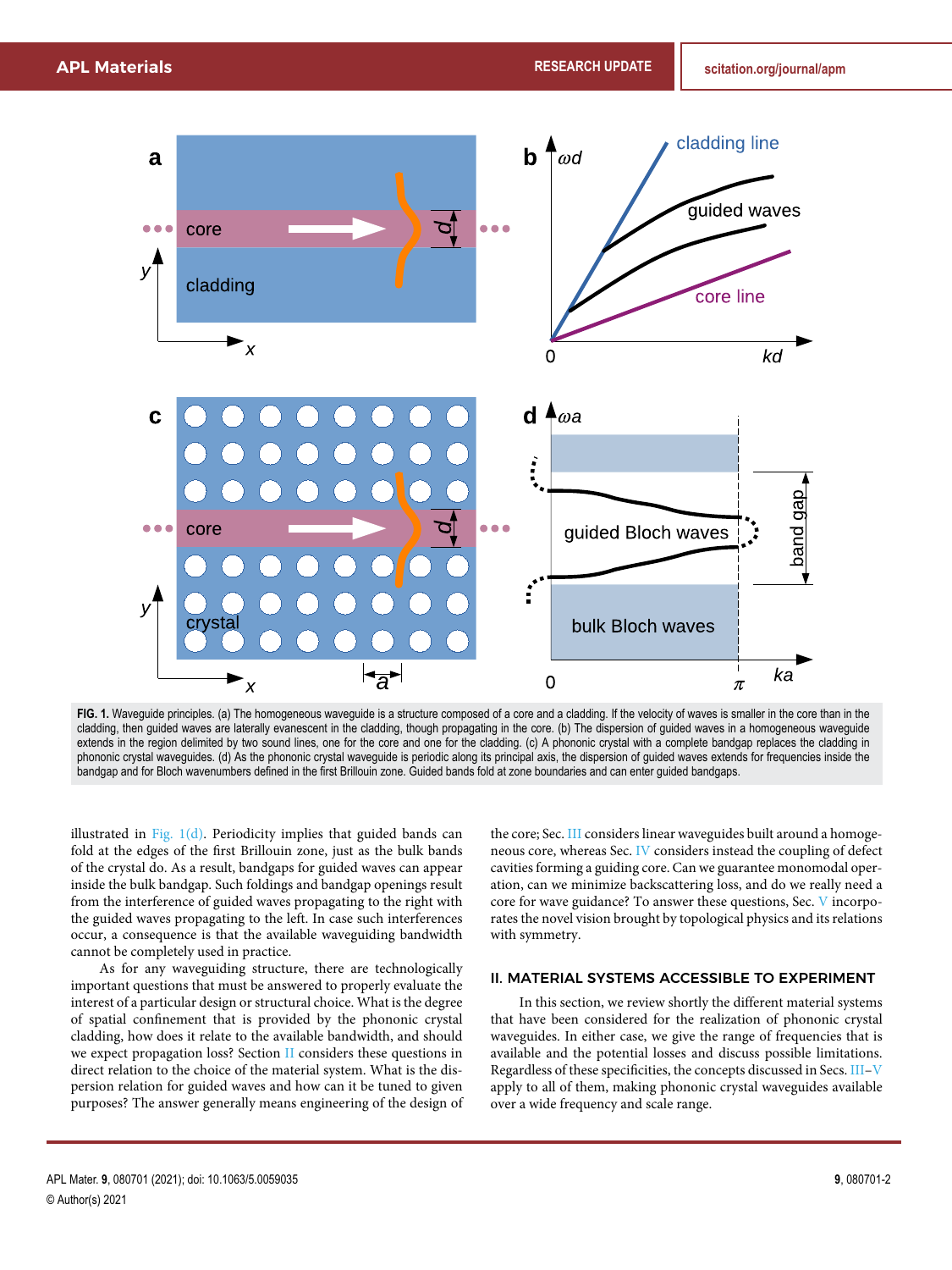FIG. 1. Waveguide principles. (a) The homogeneous waveguide is a structure composed of a core and a cladding. If the velocity of waves is smaller in the core than in the cladding, then guided waves are laterally evanescent in the cladding, though propagating in the core. (b) The dispersion of guided waves in a homogeneous waveguide extends in the region delimited by two sound lines, one for the core and one for the cladding. (c) A phononic crystal with a complete bandgap replaces the cladding in phononic crystal waveguides. (d) As the phononic crystal waveguide is periodic along its principal axis, the dispersion of guided waves extends for frequencies inside the bandgap and for Bloch wavenumbers defined in the first Brillouin zone. Guided bands fold at zone boundaries and can enter guided bandgaps.

illustrated in Fig. 1(d). Periodicity implies that guided bands can fold at the edges of the first Brillouin zone, just as the bulk bands of the crystal do. As a result, bandgaps for guided waves can appear inside the bulk bandgap. Such foldings and bandgap openings result from the interference of guided waves propagating to the right with the guided waves propagating to the left. In case such interferences occur, a consequence is that the available waveguiding bandwidth cannot be completely used in practice.

As for any waveguiding structure, there are technologically important questions that must be answered to properly evaluate the interest of a particular design or structural choice. What is the degree of spatial confinement that is provided by the phononic crystal cladding, how does it relate to the available bandwidth, and should we expect propagation loss? Section II considers these questions in direct relation to the choice of the material system. What is the dispersion relation for guided waves and how can it be tuned to given purposes? The answer generally means engineering of the design of the core; Sec. III considers linear waveguides built around a homogeneous core, whereas Sec. IV considers instead the coupling of defect cavities forming a guiding core. Can we guarantee monomodal operation, can we minimize backscattering loss, and do we really need a core for wave guidance? To answer these questions, Sec. V incorporates the novel vision brought by topological physics and its relations with symmetry.

## II. MATERIAL SYSTEMS ACCESSIBLE TO EXPERIMENT

In this section, we review shortly the different material systems that have been considered for the realization of phononic crystal waveguides. In either case, we give the range of frequencies that is available and the potential losses and discuss possible limitations. Regardless of these specificities, the concepts discussed in Secs. III–V apply to all of them, making phononic crystal waveguides available over a wide frequency and scale range.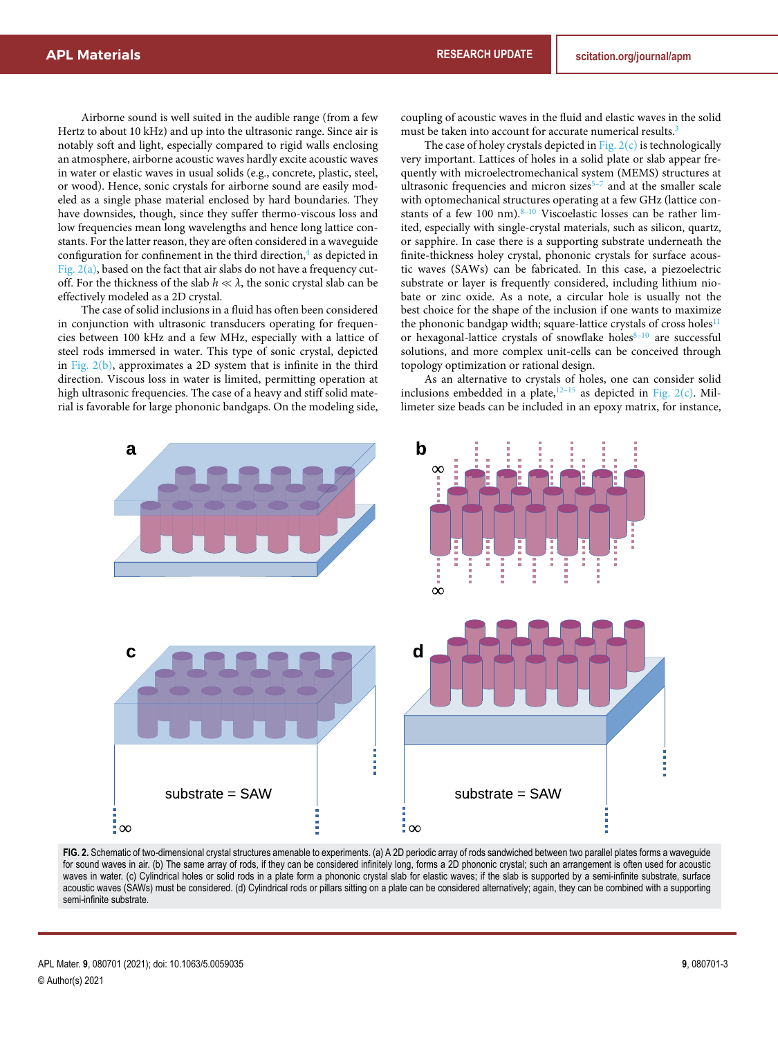Airborne sound is well suited in the audible range (from a few Hertz to about 10 kHz) and up into the ultrasonic range. Since air is notably soft and light, especially compared to rigid walls enclosing an atmosphere, airborne acoustic waves hardly excite acoustic waves in water or elastic waves in usual solids (e.g., concrete, plastic, steel, or wood). Hence, sonic crystals for airborne sound are easily modeled as a single phase material enclosed by hard boundaries. They have downsides, though, since they suffer thermo-viscous loss and low frequencies mean long wavelengths and hence long lattice constants. For the latter reason, they are often considered in a waveguide configuration for confinement in the third direction,[4] as depicted in Fig. 2(a), based on the fact that air slabs do not have a frequency cutoff. For the thickness of the slab $h \ll \lambda$, the sonic crystal slab can be effectively modeled as a 2D crystal.

The case of solid inclusions in a fluid has often been considered in conjunction with ultrasonic transducers operating for frequencies between 100 kHz and a few MHz, especially with a lattice of steel rods immersed in water. This type of sonic crystal, depicted in Fig. 2(b), approximates a 2D system that is infinite in the third direction. Viscous loss in water is limited, permitting operation at high ultrasonic frequencies. The case of a heavy and stiff solid material is favorable for large phononic bandgaps. On the modeling side, coupling of acoustic waves in the fluid and elastic waves in the solid must be taken into account for accurate numerical results.[3]

The case of holey crystals depicted in Fig. 2(c) is technologically very important. Lattices of holes in a solid plate or slab appear frequently with microelectromechanical system (MEMS) structures at ultrasonic frequencies and micron sizes[5–7] and at the smaller scale with optomechanical structures operating at a few GHz (lattice constants of a few 100 nm).[8–10] Viscoelastic losses can be rather limited, especially with single-crystal materials, such as silicon, quartz, or sapphire. In case there is a supporting substrate underneath the finite-thickness holey crystal, phononic crystals for surface acoustic waves (SAWs) can be fabricated. In this case, a piezoelectric substrate or layer is frequently considered, including lithium niobate or zinc oxide. As a note, a circular hole is usually not the best choice for the shape of the inclusion if one wants to maximize the phononic bandgap width; square-lattice crystals of cross holes[11] or hexagonal-lattice crystals of snowflake holes[8–10] are successful solutions, and more complex unit-cells can be conceived through topology optimization or rational design.

As an alternative to crystals of holes, one can consider solid inclusions embedded in a plate,[12–15] as depicted in Fig. 2(c). Millimeter size beads can be included in an epoxy matrix, for instance,

**FIG. 2.** Schematic of two-dimensional crystal structures amenable to experiments. (a) A 2D periodic array of rods sandwiched between two parallel plates forms a waveguide for sound waves in air. (b) The same array of rods, if they can be considered infinitely long, forms a 2D phononic crystal; such an arrangement is often used for acoustic waves in water. (c) Cylindrical holes or solid rods in a plate form a phononic crystal slab for elastic waves; if the slab is supported by a semi-infinite substrate, surface acoustic waves (SAWs) must be considered. (d) Cylindrical rods or pillars sitting on a plate can be considered alternatively; again, they can be combined with a supporting semi-infinite substrate.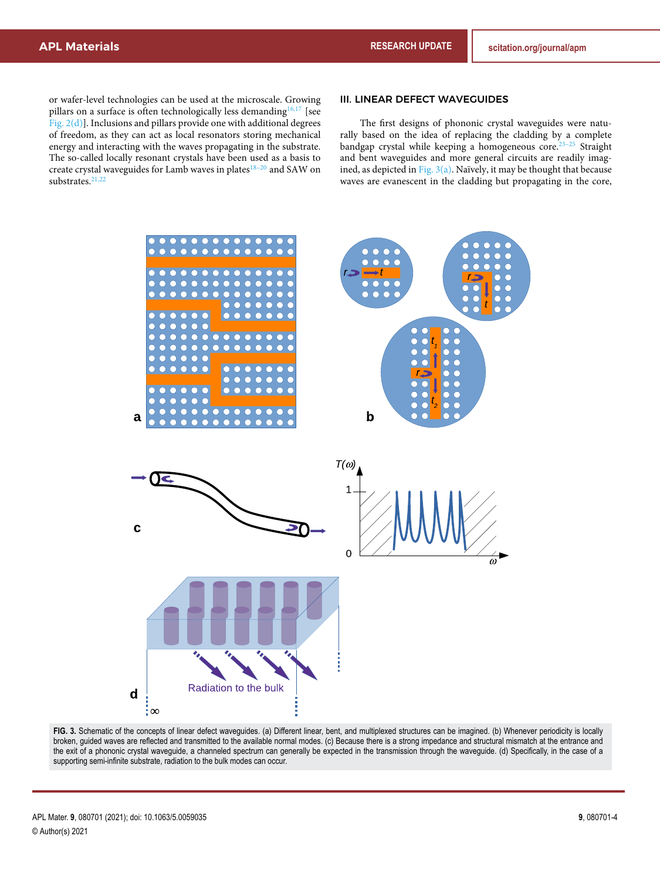or wafer-level technologies can be used at the microscale. Growing pillars on a surface is often technologically less demanding[16,17] [see Fig. 2(d)]. Inclusions and pillars provide one with additional degrees of freedom, as they can act as local resonators storing mechanical energy and interacting with the waves propagating in the substrate. The so-called locally resonant crystals have been used as a basis to create crystal waveguides for Lamb waves in plates[18–20] and SAW on substrates.[21,22]

## III. LINEAR DEFECT WAVEGUIDES

The first designs of phononic crystal waveguides were naturally based on the idea of replacing the cladding by a complete bandgap crystal while keeping a homogeneous core.[23–25] Straight and bent waveguides and more general circuits are readily imagined, as depicted in Fig. 3(a). Naïvely, it may be thought that because waves are evanescent in the cladding but propagating in the core,

**FIG. 3.** Schematic of the concepts of linear defect waveguides. (a) Different linear, bent, and multiplexed structures can be imagined. (b) Whenever periodicity is locally broken, guided waves are reflected and transmitted to the available normal modes. (c) Because there is a strong impedance and structural mismatch at the entrance and the exit of a phononic crystal waveguide, a channeled spectrum can generally be expected in the transmission through the waveguide. (d) Specifically, in the case of a supporting semi-infinite substrate, radiation to the bulk modes can occur.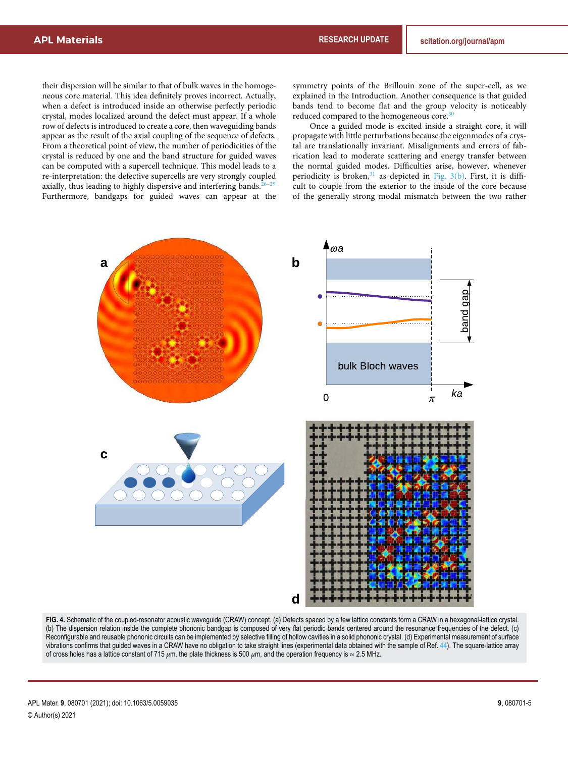their dispersion will be similar to that of bulk waves in the homogeneous core material. This idea definitely proves incorrect. Actually, when a defect is introduced inside an otherwise perfectly periodic crystal, modes localized around the defect must appear. If a whole row of defects is introduced to create a core, then waveguiding bands appear as the result of the axial coupling of the sequence of defects. From a theoretical point of view, the number of periodicities of the crystal is reduced by one and the band structure for guided waves can be computed with a supercell technique. This model leads to a re-interpretation: the defective supercells are very strongly coupled axially, thus leading to highly dispersive and interfering bands.[26–29] Furthermore, bandgaps for guided waves can appear at the symmetry points of the Brillouin zone of the super-cell, as we explained in the Introduction. Another consequence is that guided bands tend to become flat and the group velocity is noticeably reduced compared to the homogeneous core.[30]

Once a guided mode is excited inside a straight core, it will propagate with little perturbations because the eigenmodes of a crystal are translationally invariant. Misalignments and errors of fabrication lead to moderate scattering and energy transfer between the normal guided modes. Difficulties arise, however, whenever periodicity is broken,[31] as depicted in Fig. 3(b). First, it is difficult to couple from the exterior to the inside of the core because of the generally strong modal mismatch between the two rather

**FIG. 4.** Schematic of the coupled-resonator acoustic waveguide (CRAW) concept. (a) Defects spaced by a few lattice constants form a CRAW in a hexagonal-lattice crystal. (b) The dispersion relation inside the complete phononic bandgap is composed of very flat periodic bands centered around the resonance frequencies of the defect. (c) Reconfigurable and reusable phononic circuits can be implemented by selective filling of hollow cavities in a solid phononic crystal. (d) Experimental measurement of surface vibrations confirms that guided waves in a CRAW have no obligation to take straight lines (experimental data obtained with the sample of Ref. 44). The square-lattice array of cross holes has a lattice constant of 715 $\mu$m, the plate thickness is 500 $\mu$m, and the operation frequency is ≈ 2.5 MHz.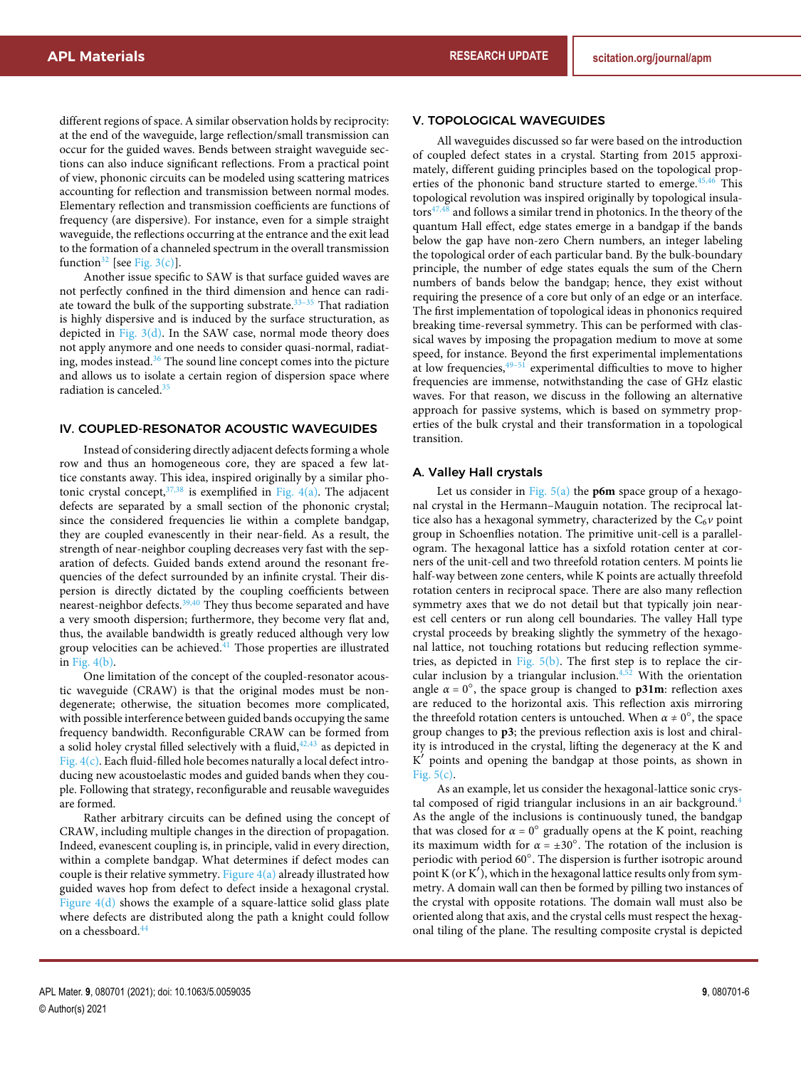different regions of space. A similar observation holds by reciprocity: at the end of the waveguide, large reflection/small transmission can occur for the guided waves. Bends between straight waveguide sections can also induce significant reflections. From a practical point of view, phononic circuits can be modeled using scattering matrices accounting for reflection and transmission between normal modes. Elementary reflection and transmission coefficients are functions of frequency (are dispersive). For instance, even for a simple straight waveguide, the reflections occurring at the entrance and the exit lead to the formation of a channeled spectrum in the overall transmission function[32] [see Fig. 3(c)].

Another issue specific to SAW is that surface guided waves are not perfectly confined in the third dimension and hence can radiate toward the bulk of the supporting substrate.[33–35] That radiation is highly dispersive and is induced by the surface structuration, as depicted in Fig. 3(d). In the SAW case, normal mode theory does not apply anymore and one needs to consider quasi-normal, radiating, modes instead.[36] The sound line concept comes into the picture and allows us to isolate a certain region of dispersion space where radiation is canceled.[35]

## IV. COUPLED-RESONATOR ACOUSTIC WAVEGUIDES

Instead of considering directly adjacent defects forming a whole row and thus an homogeneous core, they are spaced a few lattice constants away. This idea, inspired originally by a similar photonic crystal concept,[37,38] is exemplified in Fig. 4(a). The adjacent defects are separated by a small section of the phononic crystal; since the considered frequencies lie within a complete bandgap, they are coupled evanescently in their near-field. As a result, the strength of near-neighbor coupling decreases very fast with the separation of defects. Guided bands extend around the resonant frequencies of the defect surrounded by an infinite crystal. Their dispersion is directly dictated by the coupling coefficients between nearest-neighbor defects.[39,40] They thus become separated and have a very smooth dispersion; furthermore, they become very flat and, thus, the available bandwidth is greatly reduced although very low group velocities can be achieved.[41] Those properties are illustrated in Fig. 4(b).

One limitation of the concept of the coupled-resonator acoustic waveguide (CRAW) is that the original modes must be non-degenerate; otherwise, the situation becomes more complicated, with possible interference between guided bands occupying the same frequency bandwidth. Reconfigurable CRAW can be formed from a solid holey crystal filled selectively with a fluid,[42,43] as depicted in Fig. 4(c). Each fluid-filled hole becomes naturally a local defect introducing new acoustoelastic modes and guided bands when they couple. Following that strategy, reconfigurable and reusable waveguides are formed.

Rather arbitrary circuits can be defined using the concept of CRAW, including multiple changes in the direction of propagation. Indeed, evanescent coupling is, in principle, valid in every direction, within a complete bandgap. What determines if defect modes can couple is their relative symmetry. Figure 4(a) already illustrated how guided waves hop from defect to defect inside a hexagonal crystal. Figure 4(d) shows the example of a square-lattice solid glass plate where defects are distributed along the path a knight could follow on a chessboard.[44]

## V. TOPOLOGICAL WAVEGUIDES

All waveguides discussed so far were based on the introduction of coupled defect states in a crystal. Starting from 2015 approximately, different guiding principles based on the topological properties of the phononic band structure started to emerge.[45,46] This topological revolution was inspired originally by topological insulators[47,48] and follows a similar trend in photonics. In the theory of the quantum Hall effect, edge states emerge in a bandgap if the bands below the gap have non-zero Chern numbers, an integer labeling the topological order of each particular band. By the bulk-boundary principle, the number of edge states equals the sum of the Chern numbers of bands below the bandgap; hence, they exist without requiring the presence of a core but only of an edge or an interface. The first implementation of topological ideas in phononics required breaking time-reversal symmetry. This can be performed with classical waves by imposing the propagation medium to move at some speed, for instance. Beyond the first experimental implementations at low frequencies,[49–51] experimental difficulties to move to higher frequencies are immense, notwithstanding the case of GHz elastic waves. For that reason, we discuss in the following an alternative approach for passive systems, which is based on symmetry properties of the bulk crystal and their transformation in a topological transition.

### A. Valley Hall crystals

Let us consider in Fig. 5(a) the **p6m** space group of a hexagonal crystal in the Hermann–Mauguin notation. The reciprocal lattice also has a hexagonal symmetry, characterized by the $C_6\nu$ point group in Schoenflies notation. The primitive unit-cell is a parallelogram. The hexagonal lattice has a sixfold rotation center at corners of the unit-cell and two threefold rotation centers. M points lie half-way between zone centers, while K points are actually threefold rotation centers in reciprocal space. There are also many reflection symmetry axes that we do not detail but that typically join nearest cell centers or run along cell boundaries. The valley Hall type crystal proceeds by breaking slightly the symmetry of the hexagonal lattice, not touching rotations but reducing reflection symmetries, as depicted in Fig. 5(b). The first step is to replace the circular inclusion by a triangular inclusion.[4,52] With the orientation angle $\alpha = 0^\circ$, the space group is changed to **p31m**: reflection axes are reduced to the horizontal axis. This reflection axis mirroring the threefold rotation centers is untouched. When $\alpha \neq 0^\circ$, the space group changes to **p3**; the previous reflection axis is lost and chirality is introduced in the crystal, lifting the degeneracy at the K and K′ points and opening the bandgap at those points, as shown in Fig. 5(c).

As an example, let us consider the hexagonal-lattice sonic crystal composed of rigid triangular inclusions in an air background.[4] As the angle of the inclusions is continuously tuned, the bandgap that was closed for $\alpha = 0^\circ$ gradually opens at the K point, reaching its maximum width for $\alpha = \pm 30^\circ$. The rotation of the inclusion is periodic with period 60°. The dispersion is further isotropic around point K (or K′), which in the hexagonal lattice results only from symmetry. A domain wall can then be formed by pilling two instances of the crystal with opposite rotations. The domain wall must also be oriented along that axis, and the crystal cells must respect the hexagonal tiling of the plane. The resulting composite crystal is depicted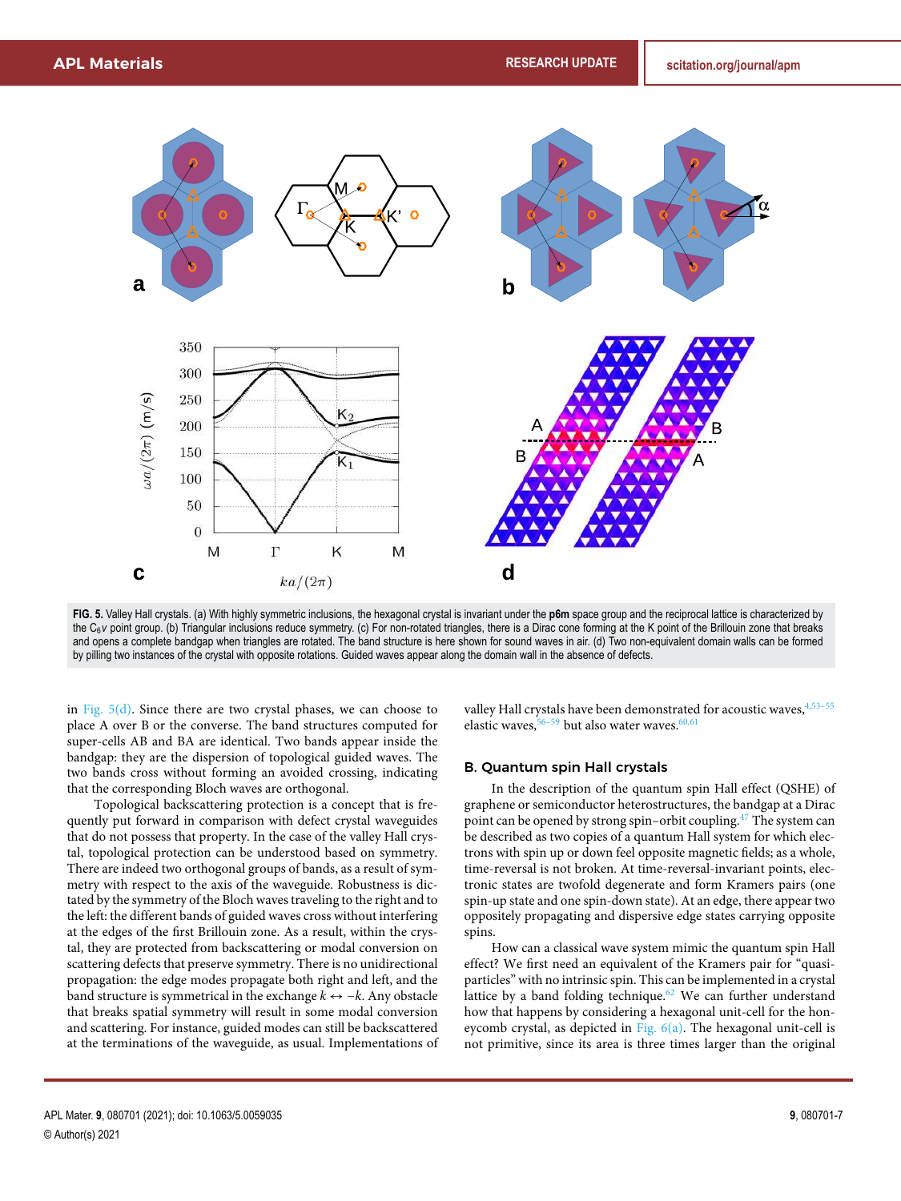FIG. 5. Valley Hall crystals. (a) With highly symmetric inclusions, the hexagonal crystal is invariant under the **p6m** space group and the reciprocal lattice is characterized by the $C_{6}v$ point group. (b) Triangular inclusions reduce symmetry. (c) For non-rotated triangles, there is a Dirac cone forming at the K point of the Brillouin zone that breaks and opens a complete bandgap when triangles are rotated. The band structure is here shown for sound waves in air. (d) Two non-equivalent domain walls can be formed by pilling two instances of the crystal with opposite rotations. Guided waves appear along the domain wall in the absence of defects.

in Fig. 5(d). Since there are two crystal phases, we can choose to place A over B or the converse. The band structures computed for super-cells AB and BA are identical. Two bands appear inside the bandgap: they are the dispersion of topological guided waves. The two bands cross without forming an avoided crossing, indicating that the corresponding Bloch waves are orthogonal.

Topological backscattering protection is a concept that is frequently put forward in comparison with defect crystal waveguides that do not possess that property. In the case of the valley Hall crystal, topological protection can be understood based on symmetry. There are indeed two orthogonal groups of bands, as a result of symmetry with respect to the axis of the waveguide. Robustness is dictated by the symmetry of the Bloch waves traveling to the right and to the left: the different bands of guided waves cross without interfering at the edges of the first Brillouin zone. As a result, within the crystal, they are protected from backscattering or modal conversion on scattering defects that preserve symmetry. There is no unidirectional propagation: the edge modes propagate both right and left, and the band structure is symmetrical in the exchange $k \leftrightarrow -k$. Any obstacle that breaks spatial symmetry will result in some modal conversion and scattering. For instance, guided modes can still be backscattered at the terminations of the waveguide, as usual. Implementations of valley Hall crystals have been demonstrated for acoustic waves,[4,53–55] elastic waves,[56–59] but also water waves.[60,61]

## B. Quantum spin Hall crystals

In the description of the quantum spin Hall effect (QSHE) of graphene or semiconductor heterostructures, the bandgap at a Dirac point can be opened by strong spin–orbit coupling.[47] The system can be described as two copies of a quantum Hall system for which electrons with spin up or down feel opposite magnetic fields; as a whole, time-reversal is not broken. At time-reversal-invariant points, electronic states are twofold degenerate and form Kramers pairs (one spin-up state and one spin-down state). At an edge, there appear two oppositely propagating and dispersive edge states carrying opposite spins.

How can a classical wave system mimic the quantum spin Hall effect? We first need an equivalent of the Kramers pair for "quasi-particles" with no intrinsic spin. This can be implemented in a crystal lattice by a band folding technique.[62] We can further understand how that happens by considering a hexagonal unit-cell for the honeycomb crystal, as depicted in Fig. 6(a). The hexagonal unit-cell is not primitive, since its area is three times larger than the original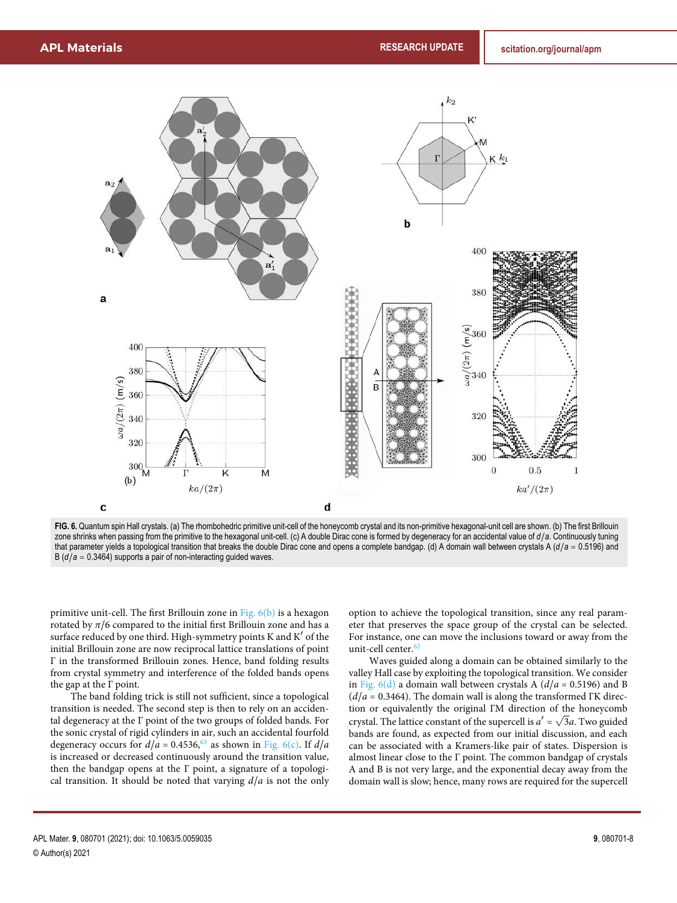FIG. 6. Quantum spin Hall crystals. (a) The rhombohedric primitive unit-cell of the honeycomb crystal and its non-primitive hexagonal-unit cell are shown. (b) The first Brillouin zone shrinks when passing from the primitive to the hexagonal unit-cell. (c) A double Dirac cone is formed by degeneracy for an accidental value of $d/a$. Continuously tuning that parameter yields a topological transition that breaks the double Dirac cone and opens a complete bandgap. (d) A domain wall between crystals A ($d/a$ = 0.5196) and B ($d/a$ = 0.3464) supports a pair of non-interacting guided waves.

primitive unit-cell. The first Brillouin zone in Fig. 6(b) is a hexagon rotated by $\pi/6$ compared to the initial first Brillouin zone and has a surface reduced by one third. High-symmetry points K and K′ of the initial Brillouin zone are now reciprocal lattice translations of point Γ in the transformed Brillouin zones. Hence, band folding results from crystal symmetry and interference of the folded bands opens the gap at the Γ point.

The band folding trick is still not sufficient, since a topological transition is needed. The second step is then to rely on an accidental degeneracy at the Γ point of the two groups of folded bands. For the sonic crystal of rigid cylinders in air, such an accidental fourfold degeneracy occurs for $d/a = 0.4536$,[63] as shown in Fig. 6(c). If $d/a$ is increased or decreased continuously around the transition value, then the bandgap opens at the Γ point, a signature of a topological transition. It should be noted that varying $d/a$ is not the only option to achieve the topological transition, since any real parameter that preserves the space group of the crystal can be selected. For instance, one can move the inclusions toward or away from the unit-cell center.[62]

Waves guided along a domain can be obtained similarly to the valley Hall case by exploiting the topological transition. We consider in Fig. 6(d) a domain wall between crystals A ($d/a$ = 0.5196) and B ($d/a$ = 0.3464). The domain wall is along the transformed ΓK direction or equivalently the original ΓM direction of the honeycomb crystal. The lattice constant of the supercell is $a' = \sqrt{3}a$. Two guided bands are found, as expected from our initial discussion, and each can be associated with a Kramers-like pair of states. Dispersion is almost linear close to the Γ point. The common bandgap of crystals A and B is not very large, and the exponential decay away from the domain wall is slow; hence, many rows are required for the supercell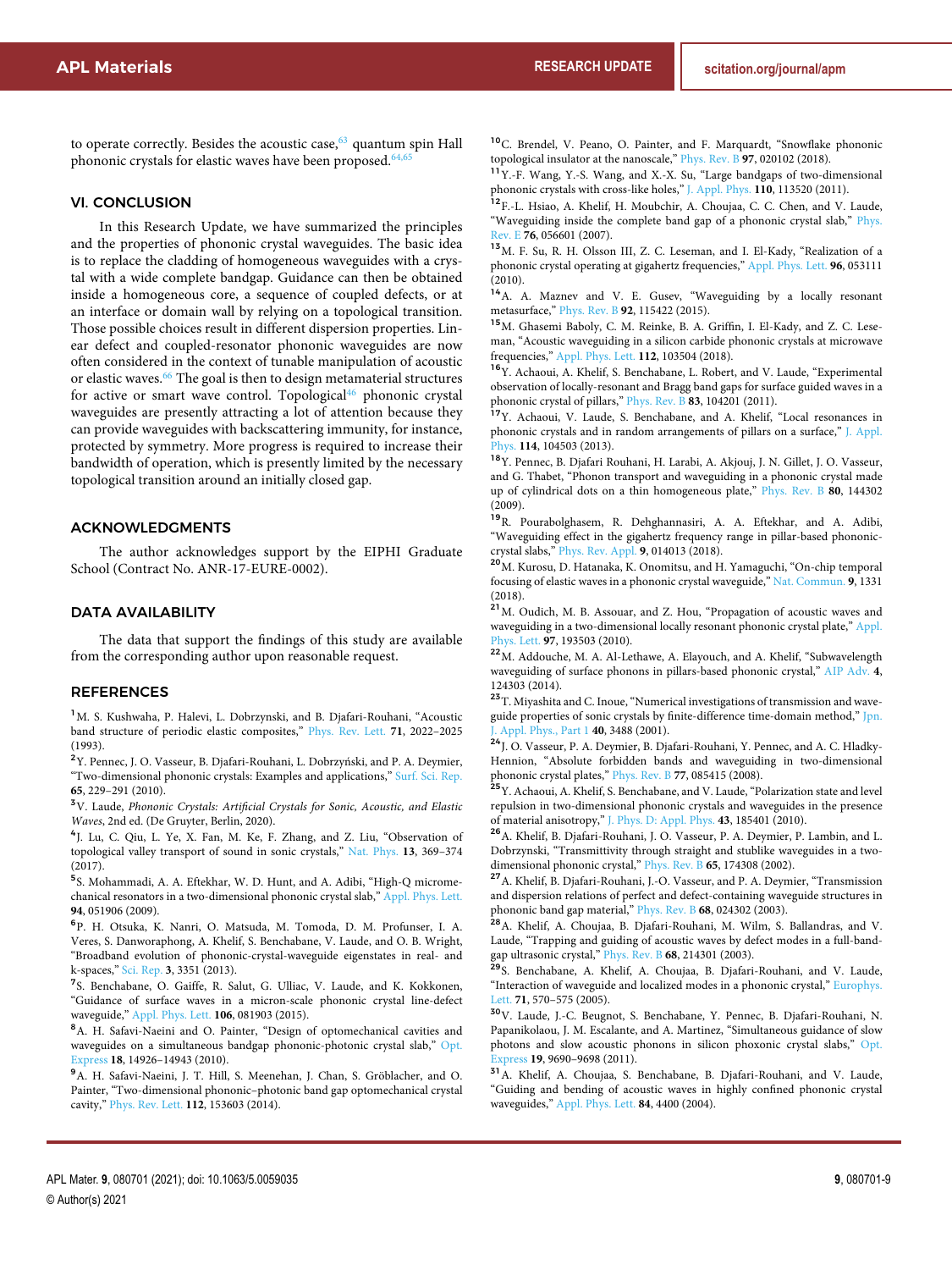to operate correctly. Besides the acoustic case,[63] quantum spin Hall phononic crystals for elastic waves have been proposed.[64,65]

## VI. CONCLUSION

In this Research Update, we have summarized the principles and the properties of phononic crystal waveguides. The basic idea is to replace the cladding of homogeneous waveguides with a crystal with a wide complete bandgap. Guidance can then be obtained inside a homogeneous core, a sequence of coupled defects, or at an interface or domain wall by relying on a topological transition. Those possible choices result in different dispersion properties. Linear defect and coupled-resonator phononic waveguides are now often considered in the context of tunable manipulation of acoustic or elastic waves.[66] The goal is then to design metamaterial structures for active or smart wave control. Topological[46] phononic crystal waveguides are presently attracting a lot of attention because they can provide waveguides with backscattering immunity, for instance, protected by symmetry. More progress is required to increase their bandwidth of operation, which is presently limited by the necessary topological transition around an initially closed gap.

## ACKNOWLEDGMENTS

The author acknowledges support by the EIPHI Graduate School (Contract No. ANR-17-EURE-0002).

## DATA AVAILABILITY

The data that support the findings of this study are available from the corresponding author upon reasonable request.

## REFERENCES

[1] M. S. Kushwaha, P. Halevi, L. Dobrzynski, and B. Djafari-Rouhani, "Acoustic band structure of periodic elastic composites," Phys. Rev. Lett. **71**, 2022–2025 (1993).

[2] Y. Pennec, J. O. Vasseur, B. Djafari-Rouhani, L. Dobrzyński, and P. A. Deymier, "Two-dimensional phononic crystals: Examples and applications," Surf. Sci. Rep. **65**, 229–291 (2010).

[3] V. Laude, *Phononic Crystals: Artificial Crystals for Sonic, Acoustic, and Elastic Waves*, 2nd ed. (De Gruyter, Berlin, 2020).

[4] J. Lu, C. Qiu, L. Ye, X. Fan, M. Ke, F. Zhang, and Z. Liu, "Observation of topological valley transport of sound in sonic crystals," Nat. Phys. **13**, 369–374 (2017).

[5] S. Mohammadi, A. A. Eftekhar, W. D. Hunt, and A. Adibi, "High-Q micromechanical resonators in a two-dimensional phononic crystal slab," Appl. Phys. Lett. **94**, 051906 (2009).

[6] P. H. Otsuka, K. Nanri, O. Matsuda, M. Tomoda, D. M. Profunser, I. A. Veres, S. Danworaphong, A. Khelif, S. Benchabane, V. Laude, and O. B. Wright, "Broadband evolution of phononic-crystal-waveguide eigenstates in real- and k-spaces," Sci. Rep. **3**, 3351 (2013).

[7] S. Benchabane, O. Gaiffe, R. Salut, G. Ulliac, V. Laude, and K. Kokkonen, "Guidance of surface waves in a micron-scale phononic crystal line-defect waveguide," Appl. Phys. Lett. **106**, 081903 (2015).

[8] A. H. Safavi-Naeini and O. Painter, "Design of optomechanical cavities and waveguides on a simultaneous bandgap phononic-photonic crystal slab," Opt. Express **18**, 14926–14943 (2010).

[9] A. H. Safavi-Naeini, J. T. Hill, S. Meenehan, J. Chan, S. Gröblacher, and O. Painter, "Two-dimensional phononic–photonic band gap optomechanical crystal cavity," Phys. Rev. Lett. **112**, 153603 (2014).

[10] C. Brendel, V. Peano, O. Painter, and F. Marquardt, "Snowflake phononic topological insulator at the nanoscale," Phys. Rev. B **97**, 020102 (2018).

[11] Y.-F. Wang, Y.-S. Wang, and X.-X. Su, "Large bandgaps of two-dimensional phononic crystals with cross-like holes," J. Appl. Phys. **110**, 113520 (2011).

[12] F.-L. Hsiao, A. Khelif, H. Moubchir, A. Choujaa, C. C. Chen, and V. Laude, "Waveguiding inside the complete band gap of a phononic crystal slab," Phys. Rev. E **76**, 056601 (2007).

[13] M. F. Su, R. H. Olsson III, Z. C. Leseman, and I. El-Kady, "Realization of a phononic crystal operating at gigahertz frequencies," Appl. Phys. Lett. **96**, 053111 (2010).

[14] A. A. Maznev and V. E. Gusev, "Waveguiding by a locally resonant metasurface," Phys. Rev. B **92**, 115422 (2015).

[15] M. Ghasemi Baboly, C. M. Reinke, B. A. Griffin, I. El-Kady, and Z. C. Leseman, "Acoustic waveguiding in a silicon carbide phononic crystals at microwave frequencies," Appl. Phys. Lett. **112**, 103504 (2018).

[16] Y. Achaoui, A. Khelif, S. Benchabane, L. Robert, and V. Laude, "Experimental observation of locally-resonant and Bragg band gaps for surface guided waves in a phononic crystal of pillars," Phys. Rev. B **83**, 104201 (2011).

[17] Y. Achaoui, V. Laude, S. Benchabane, and A. Khelif, "Local resonances in phononic crystals and in random arrangements of pillars on a surface," J. Appl. Phys. **114**, 104503 (2013).

[18] Y. Pennec, B. Djafari Rouhani, H. Larabi, A. Akjouj, J. N. Gillet, J. O. Vasseur, and G. Thabet, "Phonon transport and waveguiding in a phononic crystal made up of cylindrical dots on a thin homogeneous plate," Phys. Rev. B **80**, 144302 (2009).

[19] R. Pourabolghasem, R. Dehghannasiri, A. A. Eftekhar, and A. Adibi, "Waveguiding effect in the gigahertz frequency range in pillar-based phononic-crystal slabs," Phys. Rev. Appl. **9**, 014013 (2018).

[20] M. Kurosu, D. Hatanaka, K. Onomitsu, and H. Yamaguchi, "On-chip temporal focusing of elastic waves in a phononic crystal waveguide," Nat. Commun. **9**, 1331 (2018).

[21] M. Oudich, M. B. Assouar, and Z. Hou, "Propagation of acoustic waves and waveguiding in a two-dimensional locally resonant phononic crystal plate," Appl. Phys. Lett. **97**, 193503 (2010).

[22] M. Addouche, M. A. Al-Lethawe, A. Elayouch, and A. Khelif, "Subwavelength waveguiding of surface phonons in pillars-based phononic crystal," AIP Adv. **4**, 124303 (2014).

[23] T. Miyashita and C. Inoue, "Numerical investigations of transmission and waveguide properties of sonic crystals by finite-difference time-domain method," Jpn. J. Appl. Phys., Part 1 **40**, 3488 (2001).

[24] J. O. Vasseur, P. A. Deymier, B. Djafari-Rouhani, Y. Pennec, and A. C. Hladky-Hennion, "Absolute forbidden bands and waveguiding in two-dimensional phononic crystal plates," Phys. Rev. B **77**, 085415 (2008).

[25] Y. Achaoui, A. Khelif, S. Benchabane, and V. Laude, "Polarization state and level repulsion in two-dimensional phononic crystals and waveguides in the presence of material anisotropy," J. Phys. D: Appl. Phys. **43**, 185401 (2010).

[26] A. Khelif, B. Djafari-Rouhani, J. O. Vasseur, P. A. Deymier, P. Lambin, and L. Dobrzynski, "Transmittivity through straight and stublike waveguides in a two-dimensional phononic crystal," Phys. Rev. B **65**, 174308 (2002).

[27] A. Khelif, B. Djafari-Rouhani, J.-O. Vasseur, and P. A. Deymier, "Transmission and dispersion relations of perfect and defect-containing waveguide structures in phononic band gap material," Phys. Rev. B **68**, 024302 (2003).

[28] A. Khelif, A. Choujaa, B. Djafari-Rouhani, M. Wilm, S. Ballandras, and V. Laude, "Trapping and guiding of acoustic waves by defect modes in a full-band-gap ultrasonic crystal," Phys. Rev. B **68**, 214301 (2003).

[29] S. Benchabane, A. Khelif, A. Choujaa, B. Djafari-Rouhani, and V. Laude, "Interaction of waveguide and localized modes in a phononic crystal," Europhys. Lett. **71**, 570–575 (2005).

[30] V. Laude, J.-C. Beugnot, S. Benchabane, Y. Pennec, B. Djafari-Rouhani, N. Papanikolaou, J. M. Escalante, and A. Martinez, "Simultaneous guidance of slow photons and slow acoustic phonons in silicon phoxonic crystal slabs," Opt. Express **19**, 9690–9698 (2011).

[31] A. Khelif, A. Choujaa, S. Benchabane, B. Djafari-Rouhani, and V. Laude, "Guiding and bending of acoustic waves in highly confined phononic crystal waveguides," Appl. Phys. Lett. **84**, 4400 (2004).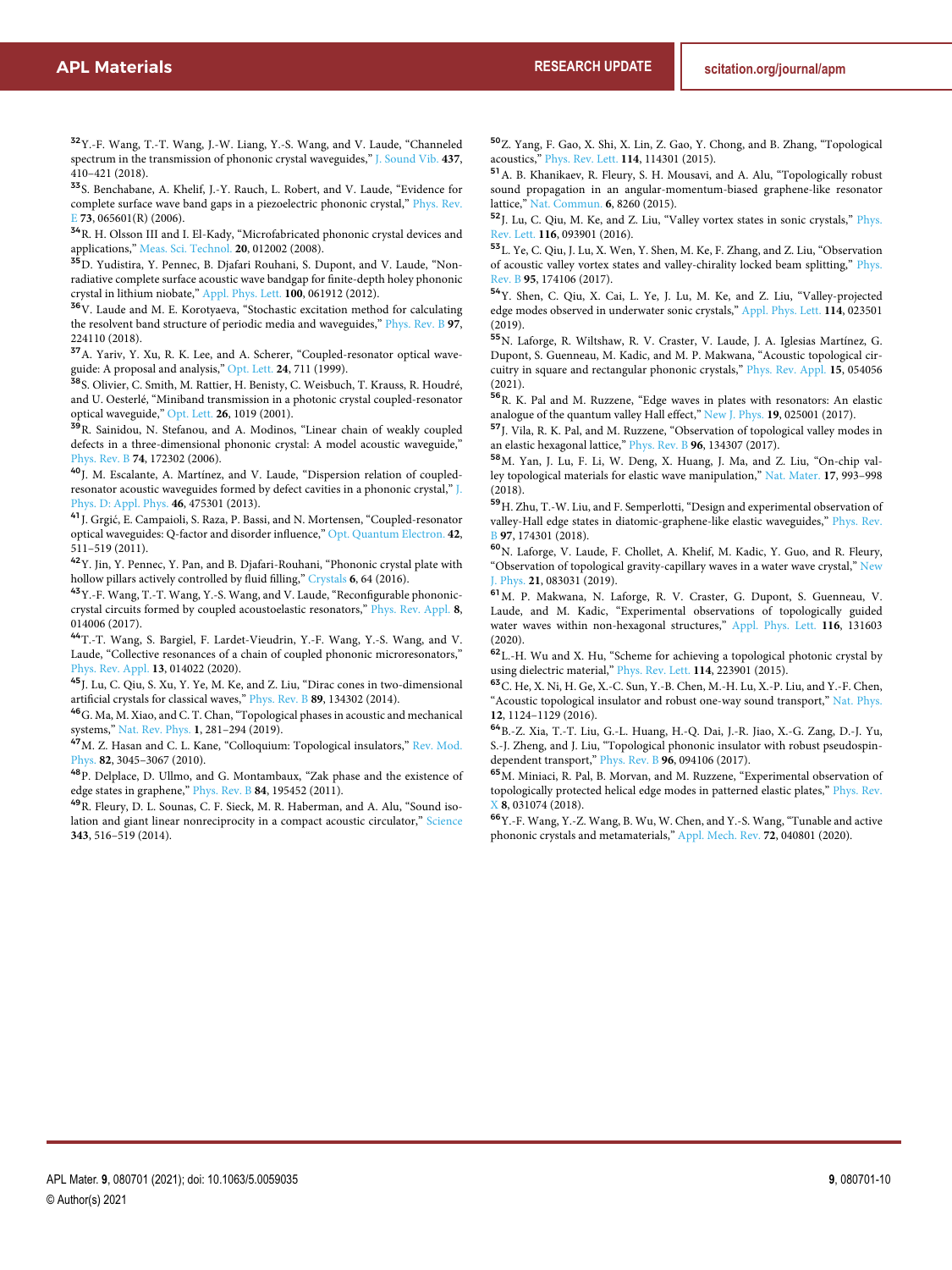[32] Y.-F. Wang, T.-T. Wang, J.-W. Liang, Y.-S. Wang, and V. Laude, "Channeled spectrum in the transmission of phononic crystal waveguides," J. Sound Vib. **437**, 410–421 (2018).

[33] S. Benchabane, A. Khelif, J.-Y. Rauch, L. Robert, and V. Laude, "Evidence for complete surface wave band gaps in a piezoelectric phononic crystal," Phys. Rev. E **73**, 065601(R) (2006).

[34] R. H. Olsson III and I. El-Kady, "Microfabricated phononic crystal devices and applications," Meas. Sci. Technol. **20**, 012002 (2008).

[35] D. Yudistira, Y. Pennec, B. Djafari Rouhani, S. Dupont, and V. Laude, "Non-radiative complete surface acoustic wave bandgap for finite-depth holey phononic crystal in lithium niobate," Appl. Phys. Lett. **100**, 061912 (2012).

[36] V. Laude and M. E. Korotyaeva, "Stochastic excitation method for calculating the resolvent band structure of periodic media and waveguides," Phys. Rev. B **97**, 224110 (2018).

[37] A. Yariv, Y. Xu, R. K. Lee, and A. Scherer, "Coupled-resonator optical waveguide: A proposal and analysis," Opt. Lett. **24**, 711 (1999).

[38] S. Olivier, C. Smith, M. Rattier, H. Benisty, C. Weisbuch, T. Krauss, R. Houdré, and U. Oesterlé, "Miniband transmission in a photonic crystal coupled-resonator optical waveguide," Opt. Lett. **26**, 1019 (2001).

[39] R. Sainidou, N. Stefanou, and A. Modinos, "Linear chain of weakly coupled defects in a three-dimensional phononic crystal: A model acoustic waveguide," Phys. Rev. B **74**, 172302 (2006).

[40] J. M. Escalante, A. Martínez, and V. Laude, "Dispersion relation of coupled-resonator acoustic waveguides formed by defect cavities in a phononic crystal," J. Phys. D: Appl. Phys. **46**, 475301 (2013).

[41] J. Grgić, E. Campaioli, S. Raza, P. Bassi, and N. Mortensen, "Coupled-resonator optical waveguides: Q-factor and disorder influence," Opt. Quantum Electron. **42**, 511–519 (2011).

[42] Y. Jin, Y. Pennec, Y. Pan, and B. Djafari-Rouhani, "Phononic crystal plate with hollow pillars actively controlled by fluid filling," Crystals **6**, 64 (2016).

[43] Y.-F. Wang, T.-T. Wang, Y.-S. Wang, and V. Laude, "Reconfigurable phononic-crystal circuits formed by coupled acoustoelastic resonators," Phys. Rev. Appl. **8**, 014006 (2017).

[44] T.-T. Wang, S. Bargiel, F. Lardet-Vieudrin, Y.-F. Wang, Y.-S. Wang, and V. Laude, "Collective resonances of a chain of coupled phononic microresonators," Phys. Rev. Appl. **13**, 014022 (2020).

[45] J. Lu, C. Qiu, S. Xu, Y. Ye, M. Ke, and Z. Liu, "Dirac cones in two-dimensional artificial crystals for classical waves," Phys. Rev. B **89**, 134302 (2014).

[46] G. Ma, M. Xiao, and C. T. Chan, "Topological phases in acoustic and mechanical systems," Nat. Rev. Phys. **1**, 281–294 (2019).

[47] M. Z. Hasan and C. L. Kane, "Colloquium: Topological insulators," Rev. Mod. Phys. **82**, 3045–3067 (2010).

[48] P. Delplace, D. Ullmo, and G. Montambaux, "Zak phase and the existence of edge states in graphene," Phys. Rev. B **84**, 195452 (2011).

[49] R. Fleury, D. L. Sounas, C. F. Sieck, M. R. Haberman, and A. Alu, "Sound isolation and giant linear nonreciprocity in a compact acoustic circulator," Science **343**, 516–519 (2014).

[50] Z. Yang, F. Gao, X. Shi, X. Lin, Z. Gao, Y. Chong, and B. Zhang, "Topological acoustics," Phys. Rev. Lett. **114**, 114301 (2015).

[51] A. B. Khanikaev, R. Fleury, S. H. Mousavi, and A. Alu, "Topologically robust sound propagation in an angular-momentum-biased graphene-like resonator lattice," Nat. Commun. **6**, 8260 (2015).

[52] J. Lu, C. Qiu, M. Ke, and Z. Liu, "Valley vortex states in sonic crystals," Phys. Rev. Lett. **116**, 093901 (2016).

[53] L. Ye, C. Qiu, J. Lu, X. Wen, Y. Shen, M. Ke, F. Zhang, and Z. Liu, "Observation of acoustic valley vortex states and valley-chirality locked beam splitting," Phys. Rev. B **95**, 174106 (2017).

[54] Y. Shen, C. Qiu, X. Cai, L. Ye, J. Lu, M. Ke, and Z. Liu, "Valley-projected edge modes observed in underwater sonic crystals," Appl. Phys. Lett. **114**, 023501 (2019).

[55] N. Laforge, R. Wiltshaw, R. V. Craster, V. Laude, J. A. Iglesias Martínez, G. Dupont, S. Guenneau, M. Kadic, and M. P. Makwana, "Acoustic topological circuitry in square and rectangular phononic crystals," Phys. Rev. Appl. **15**, 054056 (2021).

[56] R. K. Pal and M. Ruzzene, "Edge waves in plates with resonators: An elastic analogue of the quantum valley Hall effect," New J. Phys. **19**, 025001 (2017).

[57] J. Vila, R. K. Pal, and M. Ruzzene, "Observation of topological valley modes in an elastic hexagonal lattice," Phys. Rev. B **96**, 134307 (2017).

[58] M. Yan, J. Lu, F. Li, W. Deng, X. Huang, J. Ma, and Z. Liu, "On-chip valley topological materials for elastic wave manipulation," Nat. Mater. **17**, 993–998 (2018).

[59] H. Zhu, T.-W. Liu, and F. Semperlotti, "Design and experimental observation of valley-Hall edge states in diatomic-graphene-like elastic waveguides," Phys. Rev. B **97**, 174301 (2018).

[60] N. Laforge, V. Laude, F. Chollet, A. Khelif, M. Kadic, Y. Guo, and R. Fleury, "Observation of topological gravity-capillary waves in a water wave crystal," New J. Phys. **21**, 083031 (2019).

[61] M. P. Makwana, N. Laforge, R. V. Craster, G. Dupont, S. Guenneau, V. Laude, and M. Kadic, "Experimental observations of topologically guided water waves within non-hexagonal structures," Appl. Phys. Lett. **116**, 131603 (2020).

[62] L.-H. Wu and X. Hu, "Scheme for achieving a topological photonic crystal by using dielectric material," Phys. Rev. Lett. **114**, 223901 (2015).

[63] C. He, X. Ni, H. Ge, X.-C. Sun, Y.-B. Chen, M.-H. Lu, X.-P. Liu, and Y.-F. Chen, "Acoustic topological insulator and robust one-way sound transport," Nat. Phys. **12**, 1124–1129 (2016).

[64] B.-Z. Xia, T.-T. Liu, G.-L. Huang, H.-Q. Dai, J.-R. Jiao, X.-G. Zang, D.-J. Yu, S.-J. Zheng, and J. Liu, "Topological phononic insulator with robust pseudospin-dependent transport," Phys. Rev. B **96**, 094106 (2017).

[65] M. Miniaci, R. Pal, B. Morvan, and M. Ruzzene, "Experimental observation of topologically protected helical edge modes in patterned elastic plates," Phys. Rev. X **8**, 031074 (2018).

[66] Y.-F. Wang, Y.-Z. Wang, B. Wu, W. Chen, and Y.-S. Wang, "Tunable and active phononic crystals and metamaterials," Appl. Mech. Rev. **72**, 040801 (2020).